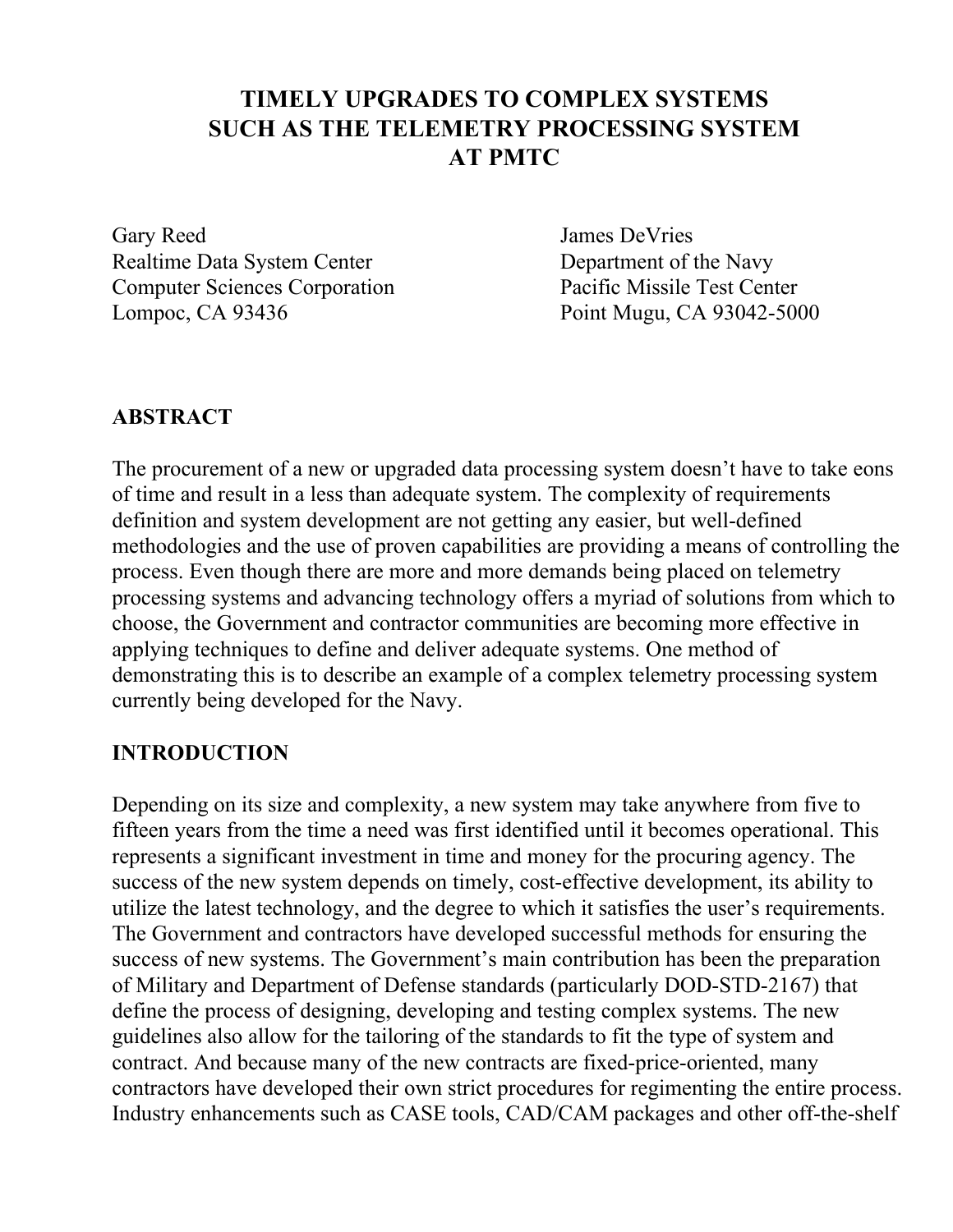# TIMELY UPGRADES TO COMPLEX SYSTEMS SUCH AS THE TELEMETRY PROCESSING SYSTEM AT PMTC

Gary Reed
Realtime Data System Center
Computer Sciences Corporation
Lompoc, CA 93436

James DeVries
Department of the Navy
Pacific Missile Test Center
Point Mugu, CA 93042-5000

## ABSTRACT

The procurement of a new or upgraded data processing system doesn't have to take eons of time and result in a less than adequate system. The complexity of requirements definition and system development are not getting any easier, but well-defined methodologies and the use of proven capabilities are providing a means of controlling the process. Even though there are more and more demands being placed on telemetry processing systems and advancing technology offers a myriad of solutions from which to choose, the Government and contractor communities are becoming more effective in applying techniques to define and deliver adequate systems. One method of demonstrating this is to describe an example of a complex telemetry processing system currently being developed for the Navy.

## INTRODUCTION

Depending on its size and complexity, a new system may take anywhere from five to fifteen years from the time a need was first identified until it becomes operational. This represents a significant investment in time and money for the procuring agency. The success of the new system depends on timely, cost-effective development, its ability to utilize the latest technology, and the degree to which it satisfies the user's requirements. The Government and contractors have developed successful methods for ensuring the success of new systems. The Government's main contribution has been the preparation of Military and Department of Defense standards (particularly DOD-STD-2167) that define the process of designing, developing and testing complex systems. The new guidelines also allow for the tailoring of the standards to fit the type of system and contract. And because many of the new contracts are fixed-price-oriented, many contractors have developed their own strict procedures for regimenting the entire process. Industry enhancements such as CASE tools, CAD/CAM packages and other off-the-shelf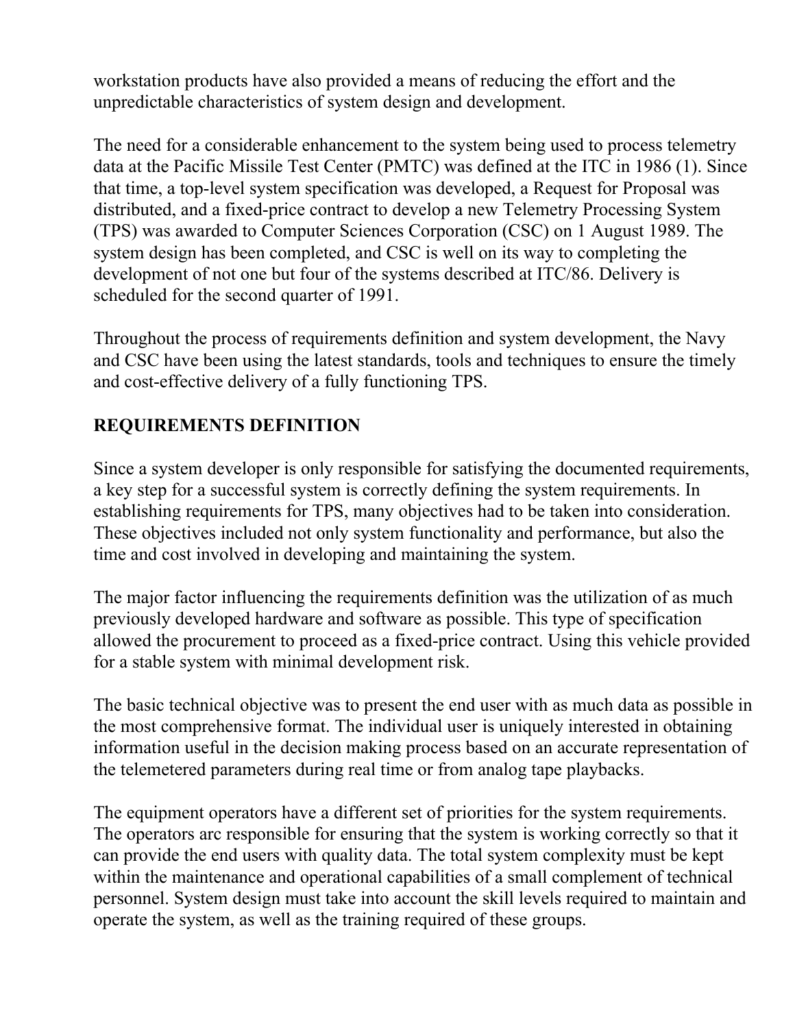workstation products have also provided a means of reducing the effort and the unpredictable characteristics of system design and development.

The need for a considerable enhancement to the system being used to process telemetry data at the Pacific Missile Test Center (PMTC) was defined at the ITC in 1986 (1). Since that time, a top-level system specification was developed, a Request for Proposal was distributed, and a fixed-price contract to develop a new Telemetry Processing System (TPS) was awarded to Computer Sciences Corporation (CSC) on 1 August 1989. The system design has been completed, and CSC is well on its way to completing the development of not one but four of the systems described at ITC/86. Delivery is scheduled for the second quarter of 1991.

Throughout the process of requirements definition and system development, the Navy and CSC have been using the latest standards, tools and techniques to ensure the timely and cost-effective delivery of a fully functioning TPS.

## REQUIREMENTS DEFINITION

Since a system developer is only responsible for satisfying the documented requirements, a key step for a successful system is correctly defining the system requirements. In establishing requirements for TPS, many objectives had to be taken into consideration. These objectives included not only system functionality and performance, but also the time and cost involved in developing and maintaining the system.

The major factor influencing the requirements definition was the utilization of as much previously developed hardware and software as possible. This type of specification allowed the procurement to proceed as a fixed-price contract. Using this vehicle provided for a stable system with minimal development risk.

The basic technical objective was to present the end user with as much data as possible in the most comprehensive format. The individual user is uniquely interested in obtaining information useful in the decision making process based on an accurate representation of the telemetered parameters during real time or from analog tape playbacks.

The equipment operators have a different set of priorities for the system requirements. The operators arc responsible for ensuring that the system is working correctly so that it can provide the end users with quality data. The total system complexity must be kept within the maintenance and operational capabilities of a small complement of technical personnel. System design must take into account the skill levels required to maintain and operate the system, as well as the training required of these groups.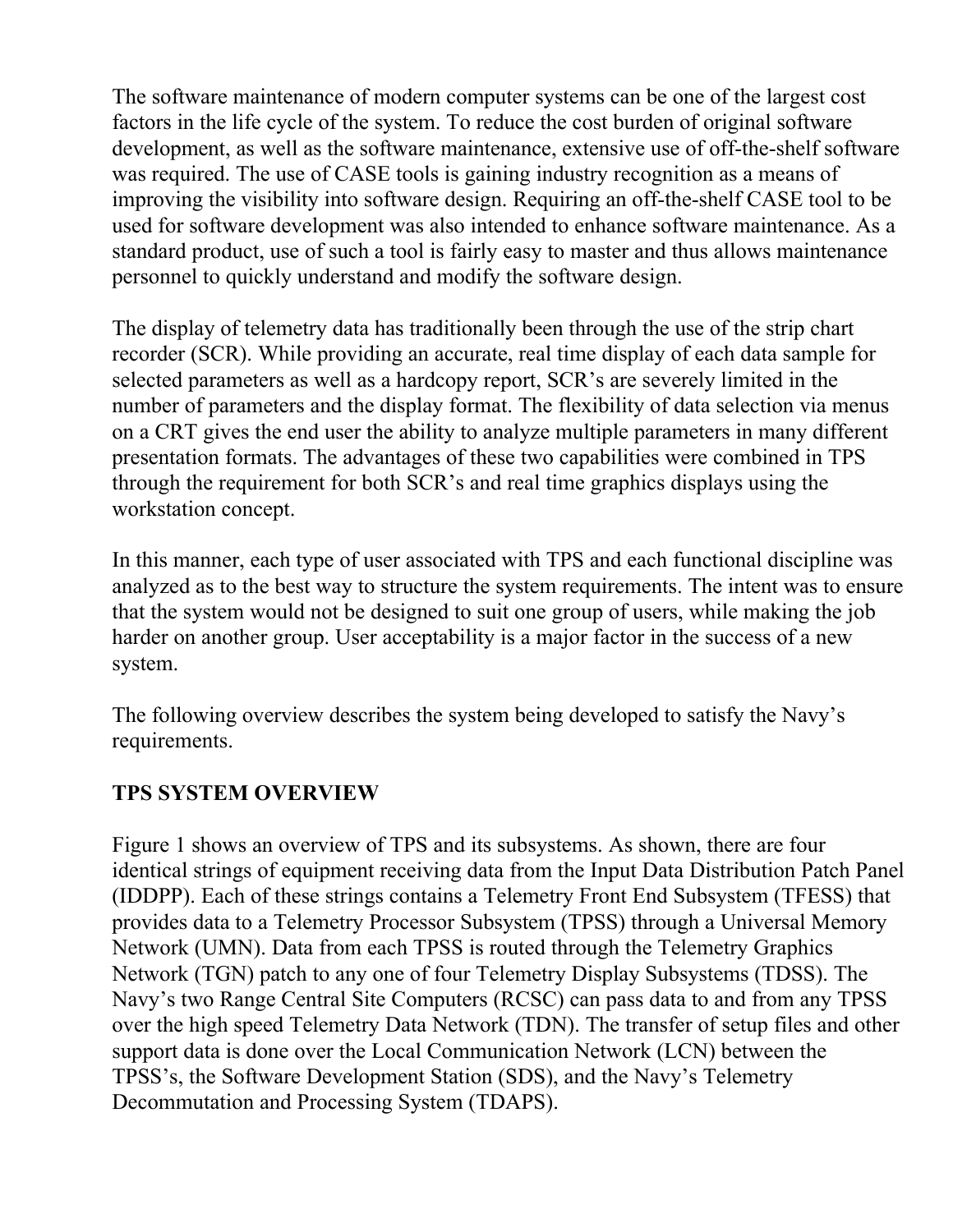The software maintenance of modern computer systems can be one of the largest cost factors in the life cycle of the system. To reduce the cost burden of original software development, as well as the software maintenance, extensive use of off-the-shelf software was required. The use of CASE tools is gaining industry recognition as a means of improving the visibility into software design. Requiring an off-the-shelf CASE tool to be used for software development was also intended to enhance software maintenance. As a standard product, use of such a tool is fairly easy to master and thus allows maintenance personnel to quickly understand and modify the software design.

The display of telemetry data has traditionally been through the use of the strip chart recorder (SCR). While providing an accurate, real time display of each data sample for selected parameters as well as a hardcopy report, SCR's are severely limited in the number of parameters and the display format. The flexibility of data selection via menus on a CRT gives the end user the ability to analyze multiple parameters in many different presentation formats. The advantages of these two capabilities were combined in TPS through the requirement for both SCR's and real time graphics displays using the workstation concept.

In this manner, each type of user associated with TPS and each functional discipline was analyzed as to the best way to structure the system requirements. The intent was to ensure that the system would not be designed to suit one group of users, while making the job harder on another group. User acceptability is a major factor in the success of a new system.

The following overview describes the system being developed to satisfy the Navy's requirements.

## TPS SYSTEM OVERVIEW

Figure 1 shows an overview of TPS and its subsystems. As shown, there are four identical strings of equipment receiving data from the Input Data Distribution Patch Panel (IDDPP). Each of these strings contains a Telemetry Front End Subsystem (TFESS) that provides data to a Telemetry Processor Subsystem (TPSS) through a Universal Memory Network (UMN). Data from each TPSS is routed through the Telemetry Graphics Network (TGN) patch to any one of four Telemetry Display Subsystems (TDSS). The Navy's two Range Central Site Computers (RCSC) can pass data to and from any TPSS over the high speed Telemetry Data Network (TDN). The transfer of setup files and other support data is done over the Local Communication Network (LCN) between the TPSS's, the Software Development Station (SDS), and the Navy's Telemetry Decommutation and Processing System (TDAPS).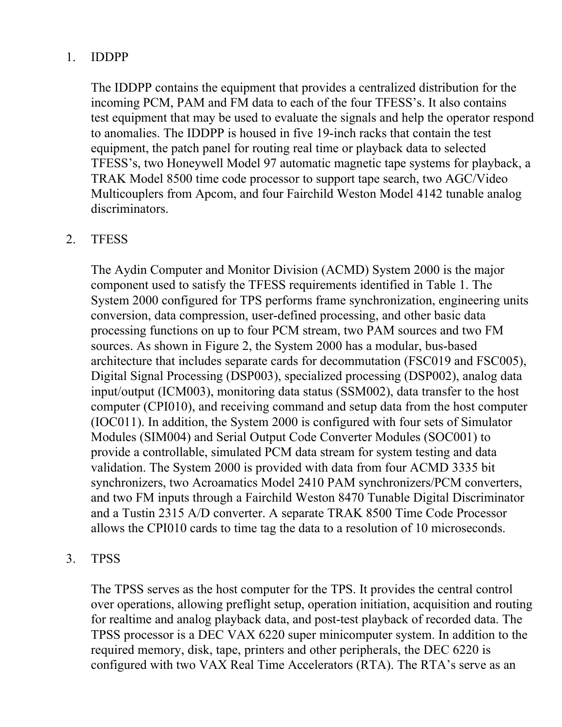1. IDDPP

   The IDDPP contains the equipment that provides a centralized distribution for the incoming PCM, PAM and FM data to each of the four TFESS's. It also contains test equipment that may be used to evaluate the signals and help the operator respond to anomalies. The IDDPP is housed in five 19-inch racks that contain the test equipment, the patch panel for routing real time or playback data to selected TFESS's, two Honeywell Model 97 automatic magnetic tape systems for playback, a TRAK Model 8500 time code processor to support tape search, two AGC/Video Multicouplers from Apcom, and four Fairchild Weston Model 4142 tunable analog discriminators.

2. TFESS

   The Aydin Computer and Monitor Division (ACMD) System 2000 is the major component used to satisfy the TFESS requirements identified in Table 1. The System 2000 configured for TPS performs frame synchronization, engineering units conversion, data compression, user-defined processing, and other basic data processing functions on up to four PCM stream, two PAM sources and two FM sources. As shown in Figure 2, the System 2000 has a modular, bus-based architecture that includes separate cards for decommutation (FSC019 and FSC005), Digital Signal Processing (DSP003), specialized processing (DSP002), analog data input/output (ICM003), monitoring data status (SSM002), data transfer to the host computer (CPI010), and receiving command and setup data from the host computer (IOC011). In addition, the System 2000 is configured with four sets of Simulator Modules (SIM004) and Serial Output Code Converter Modules (SOC001) to provide a controllable, simulated PCM data stream for system testing and data validation. The System 2000 is provided with data from four ACMD 3335 bit synchronizers, two Acroamatics Model 2410 PAM synchronizers/PCM converters, and two FM inputs through a Fairchild Weston 8470 Tunable Digital Discriminator and a Tustin 2315 A/D converter. A separate TRAK 8500 Time Code Processor allows the CPI010 cards to time tag the data to a resolution of 10 microseconds.

3. TPSS

   The TPSS serves as the host computer for the TPS. It provides the central control over operations, allowing preflight setup, operation initiation, acquisition and routing for realtime and analog playback data, and post-test playback of recorded data. The TPSS processor is a DEC VAX 6220 super minicomputer system. In addition to the required memory, disk, tape, printers and other peripherals, the DEC 6220 is configured with two VAX Real Time Accelerators (RTA). The RTA's serve as an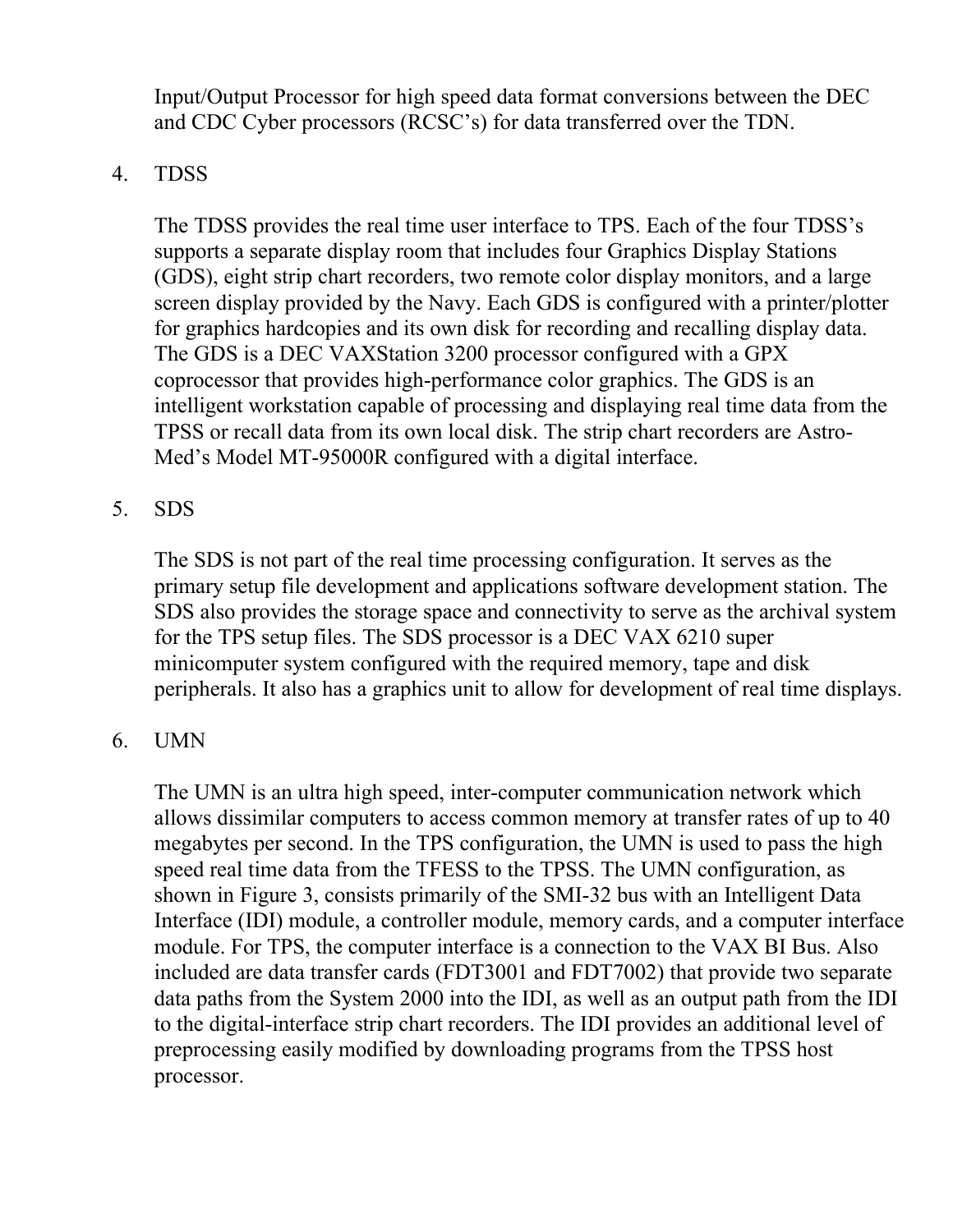Input/Output Processor for high speed data format conversions between the DEC and CDC Cyber processors (RCSC's) for data transferred over the TDN.

4. TDSS

The TDSS provides the real time user interface to TPS. Each of the four TDSS's supports a separate display room that includes four Graphics Display Stations (GDS), eight strip chart recorders, two remote color display monitors, and a large screen display provided by the Navy. Each GDS is configured with a printer/plotter for graphics hardcopies and its own disk for recording and recalling display data. The GDS is a DEC VAXStation 3200 processor configured with a GPX coprocessor that provides high-performance color graphics. The GDS is an intelligent workstation capable of processing and displaying real time data from the TPSS or recall data from its own local disk. The strip chart recorders are Astro-Med's Model MT-95000R configured with a digital interface.

5. SDS

The SDS is not part of the real time processing configuration. It serves as the primary setup file development and applications software development station. The SDS also provides the storage space and connectivity to serve as the archival system for the TPS setup files. The SDS processor is a DEC VAX 6210 super minicomputer system configured with the required memory, tape and disk peripherals. It also has a graphics unit to allow for development of real time displays.

6. UMN

The UMN is an ultra high speed, inter-computer communication network which allows dissimilar computers to access common memory at transfer rates of up to 40 megabytes per second. In the TPS configuration, the UMN is used to pass the high speed real time data from the TFESS to the TPSS. The UMN configuration, as shown in Figure 3, consists primarily of the SMI-32 bus with an Intelligent Data Interface (IDI) module, a controller module, memory cards, and a computer interface module. For TPS, the computer interface is a connection to the VAX BI Bus. Also included are data transfer cards (FDT3001 and FDT7002) that provide two separate data paths from the System 2000 into the IDI, as well as an output path from the IDI to the digital-interface strip chart recorders. The IDI provides an additional level of preprocessing easily modified by downloading programs from the TPSS host processor.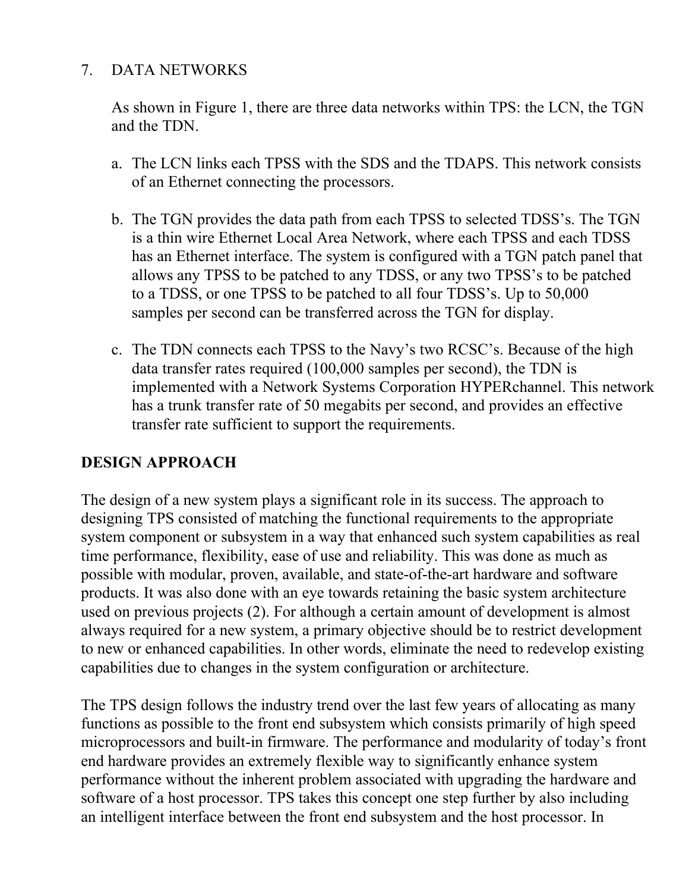7. DATA NETWORKS

As shown in Figure 1, there are three data networks within TPS: the LCN, the TGN and the TDN.

a. The LCN links each TPSS with the SDS and the TDAPS. This network consists of an Ethernet connecting the processors.

b. The TGN provides the data path from each TPSS to selected TDSS's. The TGN is a thin wire Ethernet Local Area Network, where each TPSS and each TDSS has an Ethernet interface. The system is configured with a TGN patch panel that allows any TPSS to be patched to any TDSS, or any two TPSS's to be patched to a TDSS, or one TPSS to be patched to all four TDSS's. Up to 50,000 samples per second can be transferred across the TGN for display.

c. The TDN connects each TPSS to the Navy's two RCSC's. Because of the high data transfer rates required (100,000 samples per second), the TDN is implemented with a Network Systems Corporation HYPERchannel. This network has a trunk transfer rate of 50 megabits per second, and provides an effective transfer rate sufficient to support the requirements.

## DESIGN APPROACH

The design of a new system plays a significant role in its success. The approach to designing TPS consisted of matching the functional requirements to the appropriate system component or subsystem in a way that enhanced such system capabilities as real time performance, flexibility, ease of use and reliability. This was done as much as possible with modular, proven, available, and state-of-the-art hardware and software products. It was also done with an eye towards retaining the basic system architecture used on previous projects (2). For although a certain amount of development is almost always required for a new system, a primary objective should be to restrict development to new or enhanced capabilities. In other words, eliminate the need to redevelop existing capabilities due to changes in the system configuration or architecture.

The TPS design follows the industry trend over the last few years of allocating as many functions as possible to the front end subsystem which consists primarily of high speed microprocessors and built-in firmware. The performance and modularity of today's front end hardware provides an extremely flexible way to significantly enhance system performance without the inherent problem associated with upgrading the hardware and software of a host processor. TPS takes this concept one step further by also including an intelligent interface between the front end subsystem and the host processor. In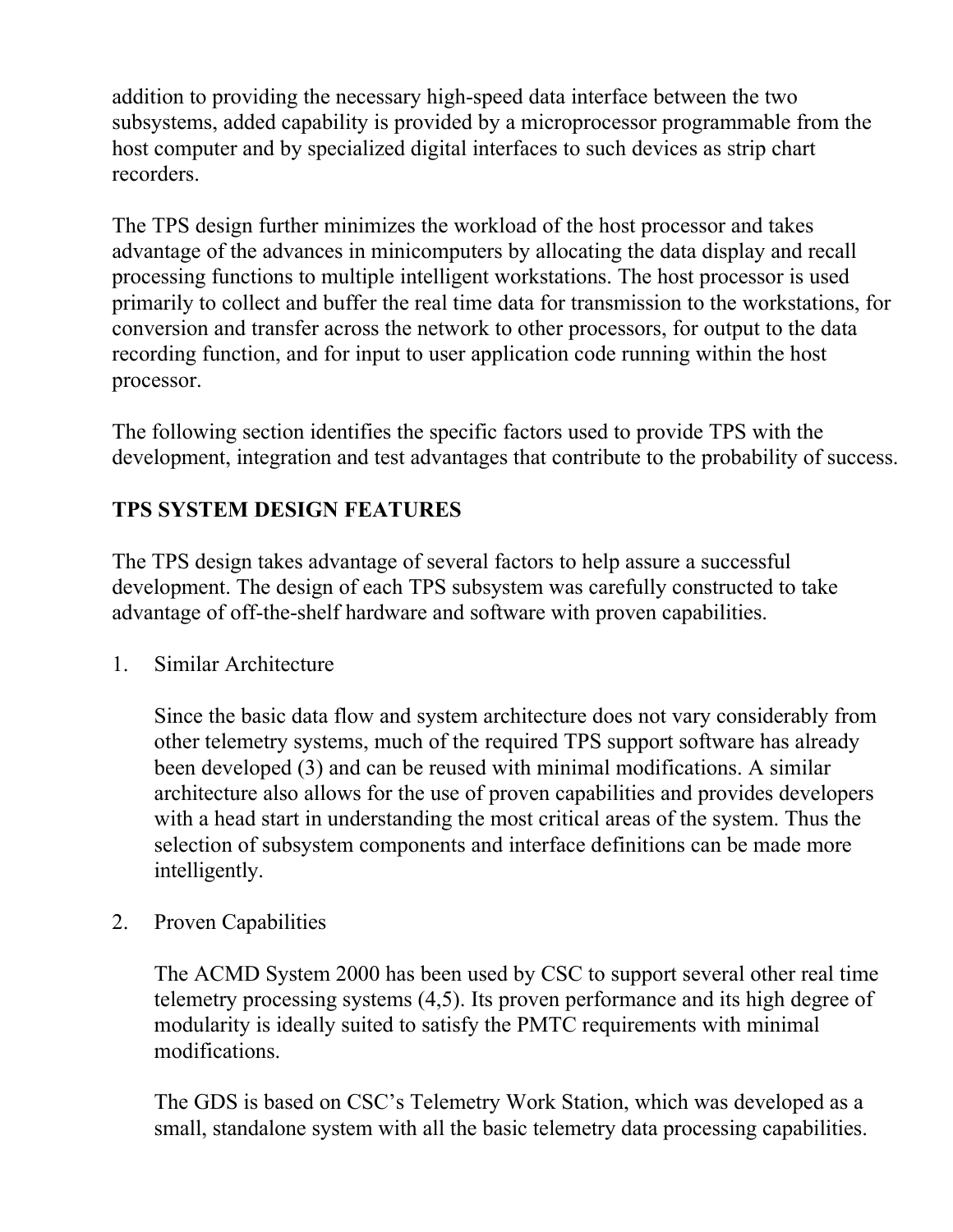addition to providing the necessary high-speed data interface between the two subsystems, added capability is provided by a microprocessor programmable from the host computer and by specialized digital interfaces to such devices as strip chart recorders.

The TPS design further minimizes the workload of the host processor and takes advantage of the advances in minicomputers by allocating the data display and recall processing functions to multiple intelligent workstations. The host processor is used primarily to collect and buffer the real time data for transmission to the workstations, for conversion and transfer across the network to other processors, for output to the data recording function, and for input to user application code running within the host processor.

The following section identifies the specific factors used to provide TPS with the development, integration and test advantages that contribute to the probability of success.

## TPS SYSTEM DESIGN FEATURES

The TPS design takes advantage of several factors to help assure a successful development. The design of each TPS subsystem was carefully constructed to take advantage of off-the-shelf hardware and software with proven capabilities.

1. Similar Architecture

   Since the basic data flow and system architecture does not vary considerably from other telemetry systems, much of the required TPS support software has already been developed (3) and can be reused with minimal modifications. A similar architecture also allows for the use of proven capabilities and provides developers with a head start in understanding the most critical areas of the system. Thus the selection of subsystem components and interface definitions can be made more intelligently.

2. Proven Capabilities

   The ACMD System 2000 has been used by CSC to support several other real time telemetry processing systems (4,5). Its proven performance and its high degree of modularity is ideally suited to satisfy the PMTC requirements with minimal modifications.

   The GDS is based on CSC's Telemetry Work Station, which was developed as a small, standalone system with all the basic telemetry data processing capabilities.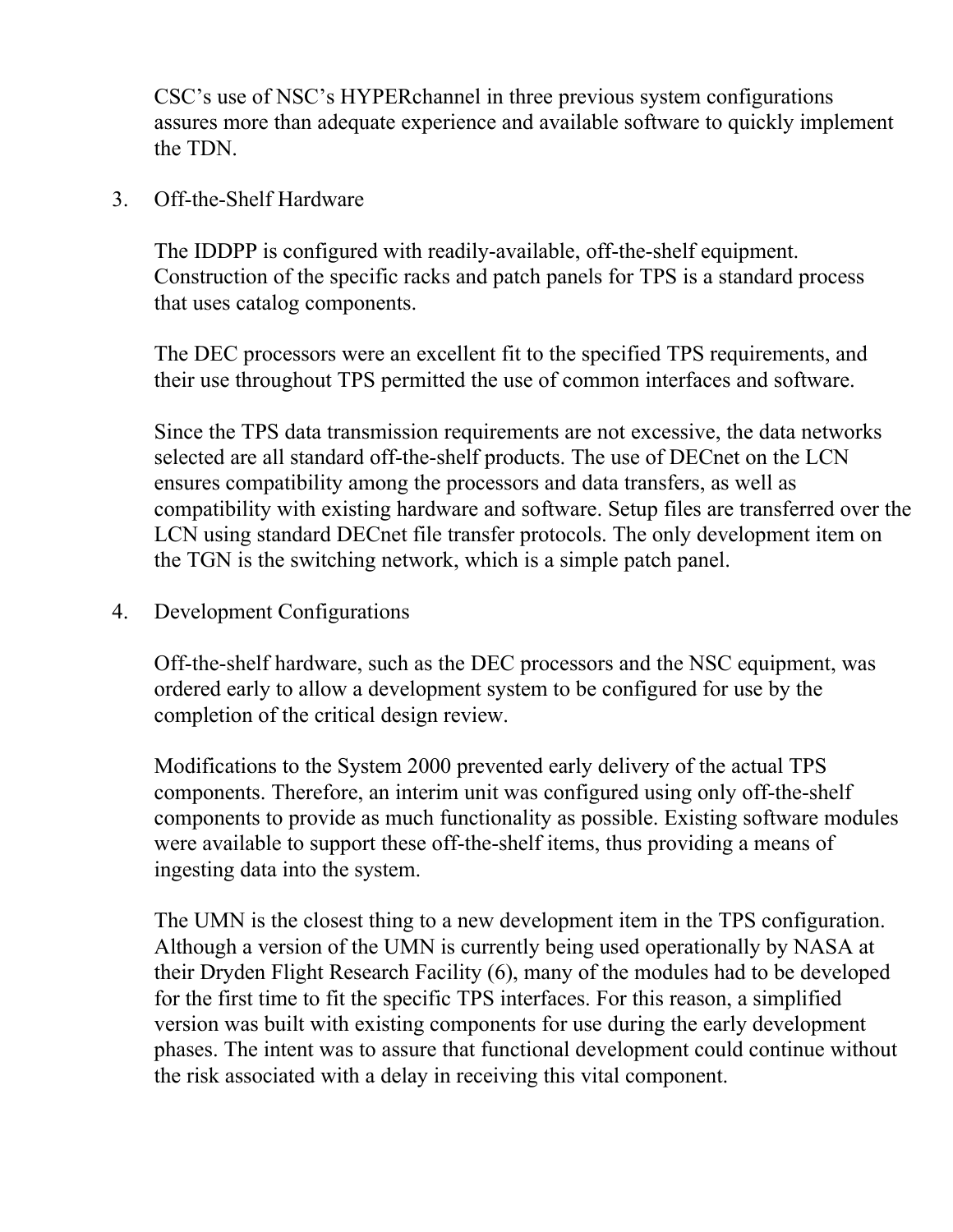CSC's use of NSC's HYPERchannel in three previous system configurations assures more than adequate experience and available software to quickly implement the TDN.

3. Off-the-Shelf Hardware

   The IDDPP is configured with readily-available, off-the-shelf equipment. Construction of the specific racks and patch panels for TPS is a standard process that uses catalog components.

   The DEC processors were an excellent fit to the specified TPS requirements, and their use throughout TPS permitted the use of common interfaces and software.

   Since the TPS data transmission requirements are not excessive, the data networks selected are all standard off-the-shelf products. The use of DECnet on the LCN ensures compatibility among the processors and data transfers, as well as compatibility with existing hardware and software. Setup files are transferred over the LCN using standard DECnet file transfer protocols. The only development item on the TGN is the switching network, which is a simple patch panel.

4. Development Configurations

   Off-the-shelf hardware, such as the DEC processors and the NSC equipment, was ordered early to allow a development system to be configured for use by the completion of the critical design review.

   Modifications to the System 2000 prevented early delivery of the actual TPS components. Therefore, an interim unit was configured using only off-the-shelf components to provide as much functionality as possible. Existing software modules were available to support these off-the-shelf items, thus providing a means of ingesting data into the system.

   The UMN is the closest thing to a new development item in the TPS configuration. Although a version of the UMN is currently being used operationally by NASA at their Dryden Flight Research Facility (6), many of the modules had to be developed for the first time to fit the specific TPS interfaces. For this reason, a simplified version was built with existing components for use during the early development phases. The intent was to assure that functional development could continue without the risk associated with a delay in receiving this vital component.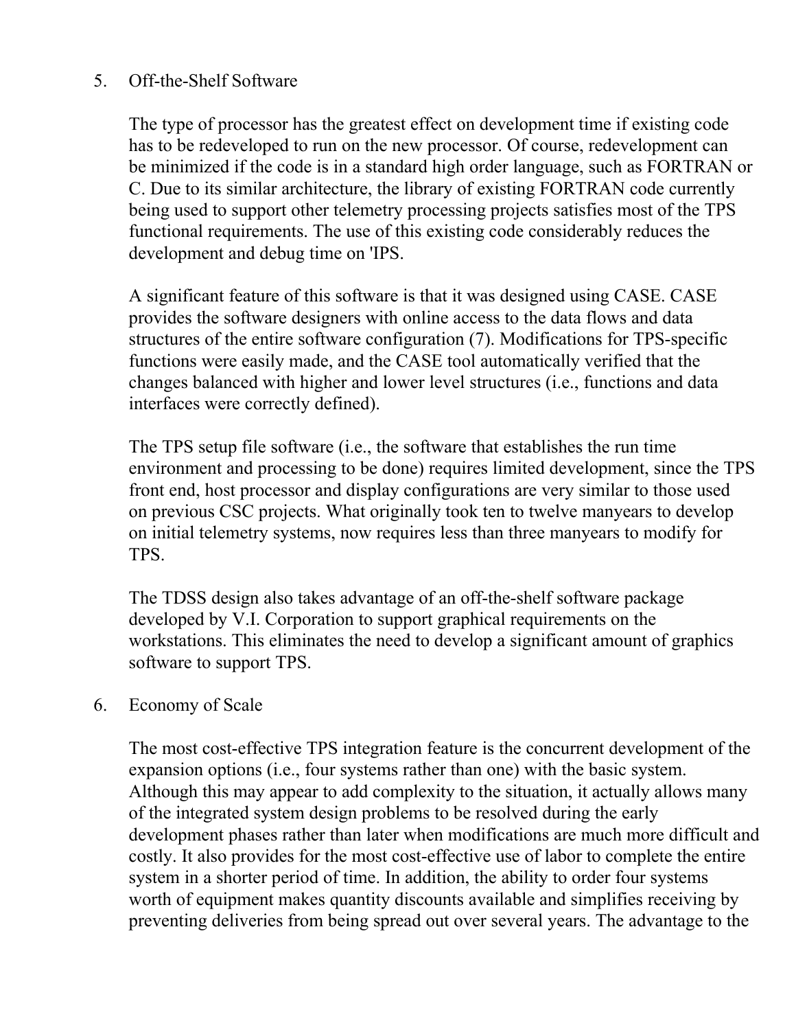5. Off-the-Shelf Software

   The type of processor has the greatest effect on development time if existing code has to be redeveloped to run on the new processor. Of course, redevelopment can be minimized if the code is in a standard high order language, such as FORTRAN or C. Due to its similar architecture, the library of existing FORTRAN code currently being used to support other telemetry processing projects satisfies most of the TPS functional requirements. The use of this existing code considerably reduces the development and debug time on 'IPS.

   A significant feature of this software is that it was designed using CASE. CASE provides the software designers with online access to the data flows and data structures of the entire software configuration (7). Modifications for TPS-specific functions were easily made, and the CASE tool automatically verified that the changes balanced with higher and lower level structures (i.e., functions and data interfaces were correctly defined).

   The TPS setup file software (i.e., the software that establishes the run time environment and processing to be done) requires limited development, since the TPS front end, host processor and display configurations are very similar to those used on previous CSC projects. What originally took ten to twelve manyears to develop on initial telemetry systems, now requires less than three manyears to modify for TPS.

   The TDSS design also takes advantage of an off-the-shelf software package developed by V.I. Corporation to support graphical requirements on the workstations. This eliminates the need to develop a significant amount of graphics software to support TPS.

6. Economy of Scale

   The most cost-effective TPS integration feature is the concurrent development of the expansion options (i.e., four systems rather than one) with the basic system. Although this may appear to add complexity to the situation, it actually allows many of the integrated system design problems to be resolved during the early development phases rather than later when modifications are much more difficult and costly. It also provides for the most cost-effective use of labor to complete the entire system in a shorter period of time. In addition, the ability to order four systems worth of equipment makes quantity discounts available and simplifies receiving by preventing deliveries from being spread out over several years. The advantage to the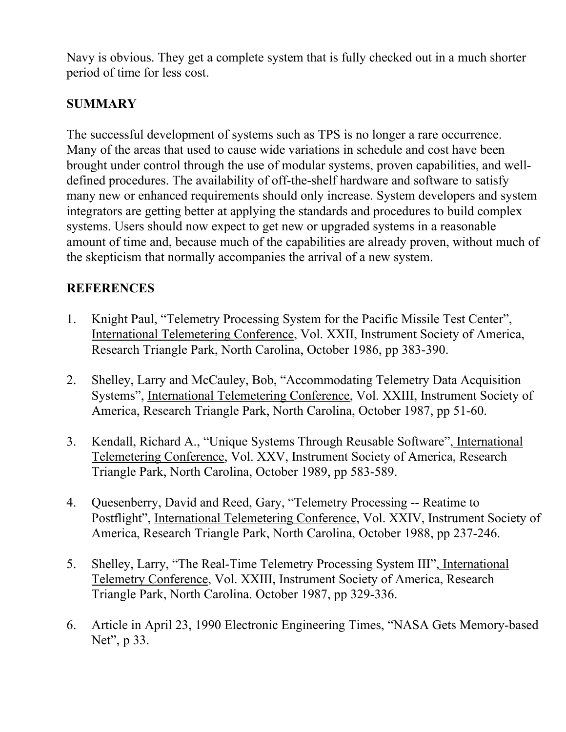Navy is obvious. They get a complete system that is fully checked out in a much shorter period of time for less cost.

## SUMMARY

The successful development of systems such as TPS is no longer a rare occurrence. Many of the areas that used to cause wide variations in schedule and cost have been brought under control through the use of modular systems, proven capabilities, and well-defined procedures. The availability of off-the-shelf hardware and software to satisfy many new or enhanced requirements should only increase. System developers and system integrators are getting better at applying the standards and procedures to build complex systems. Users should now expect to get new or upgraded systems in a reasonable amount of time and, because much of the capabilities are already proven, without much of the skepticism that normally accompanies the arrival of a new system.

## REFERENCES

1. Knight Paul, "Telemetry Processing System for the Pacific Missile Test Center", International Telemetering Conference, Vol. XXII, Instrument Society of America, Research Triangle Park, North Carolina, October 1986, pp 383-390.

2. Shelley, Larry and McCauley, Bob, "Accommodating Telemetry Data Acquisition Systems", International Telemetering Conference, Vol. XXIII, Instrument Society of America, Research Triangle Park, North Carolina, October 1987, pp 51-60.

3. Kendall, Richard A., "Unique Systems Through Reusable Software", International Telemetering Conference, Vol. XXV, Instrument Society of America, Research Triangle Park, North Carolina, October 1989, pp 583-589.

4. Quesenberry, David and Reed, Gary, "Telemetry Processing -- Reatime to Postflight", International Telemetering Conference, Vol. XXIV, Instrument Society of America, Research Triangle Park, North Carolina, October 1988, pp 237-246.

5. Shelley, Larry, "The Real-Time Telemetry Processing System III", International Telemetry Conference, Vol. XXIII, Instrument Society of America, Research Triangle Park, North Carolina. October 1987, pp 329-336.

6. Article in April 23, 1990 Electronic Engineering Times, "NASA Gets Memory-based Net", p 33.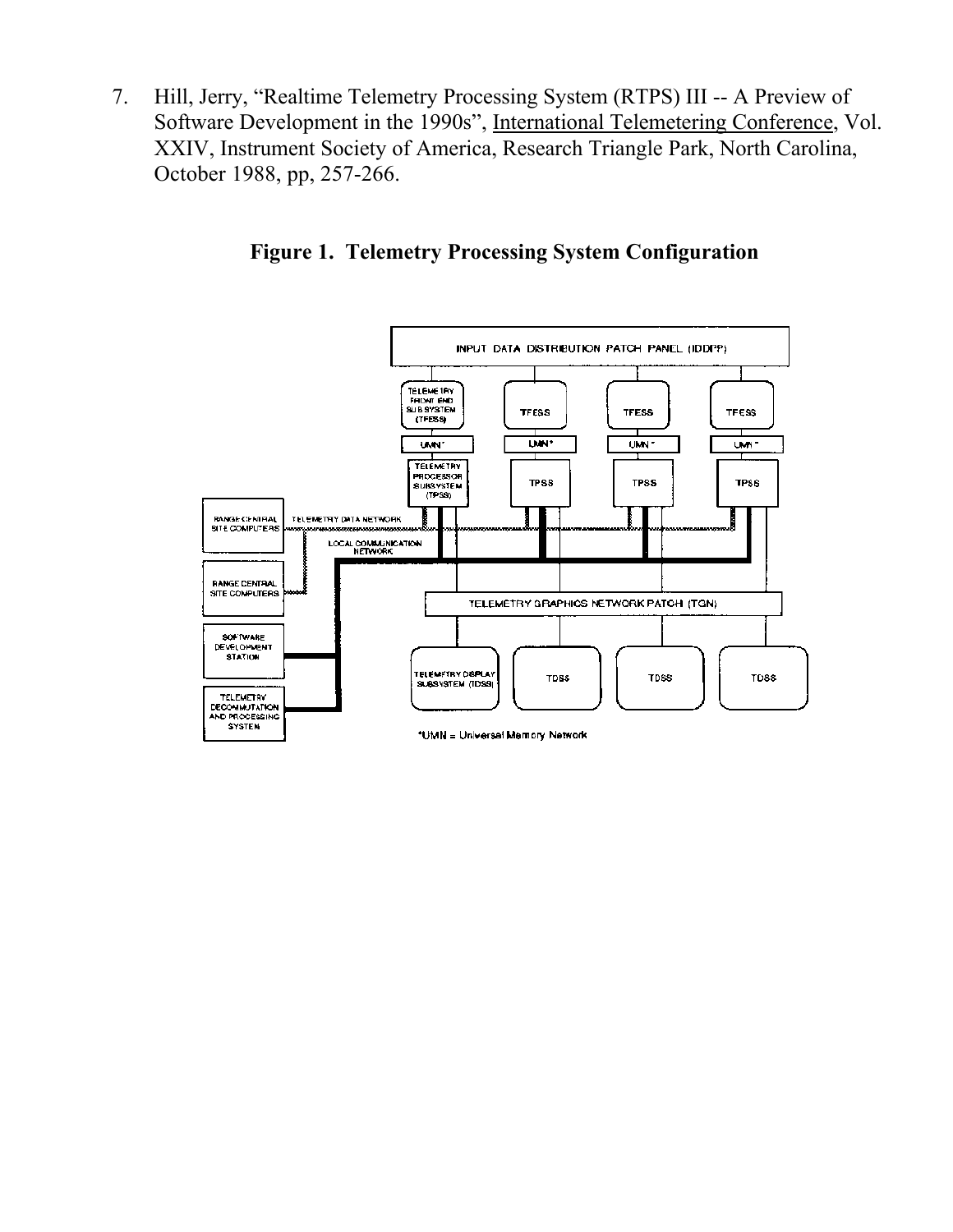7. Hill, Jerry, "Realtime Telemetry Processing System (RTPS) III -- A Preview of Software Development in the 1990s", International Telemetering Conference, Vol. XXIV, Instrument Society of America, Research Triangle Park, North Carolina, October 1988, pp, 257-266.

**Figure 1. Telemetry Processing System Configuration**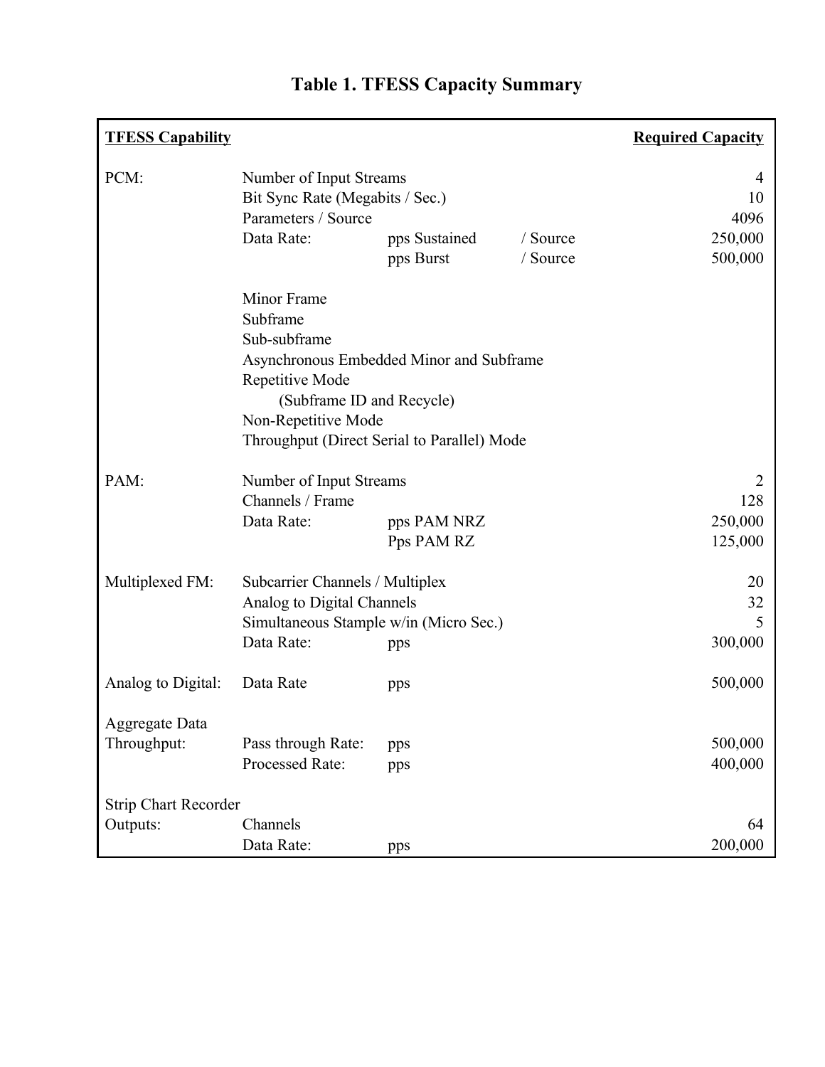# Table 1. TFESS Capacity Summary

| TFESS Capability | | | | Required Capacity |
|---|---|---|---|---|
| PCM: | Number of Input Streams | | | 4 |
| | Bit Sync Rate (Megabits / Sec.) | | | 10 |
| | Parameters / Source | | | 4096 |
| | Data Rate: | pps Sustained | / Source | 250,000 |
| | | pps Burst | / Source | 500,000 |
| | Minor Frame | | | |
| | Subframe | | | |
| | Sub-subframe | | | |
| | Asynchronous Embedded Minor and Subframe | | | |
| | Repetitive Mode | | | |
| | (Subframe ID and Recycle) | | | |
| | Non-Repetitive Mode | | | |
| | Throughput (Direct Serial to Parallel) Mode | | | |
| PAM: | Number of Input Streams | | | 2 |
| | Channels / Frame | | | 128 |
| | Data Rate: | pps PAM NRZ | | 250,000 |
| | | Pps PAM RZ | | 125,000 |
| Multiplexed FM: | Subcarrier Channels / Multiplex | | | 20 |
| | Analog to Digital Channels | | | 32 |
| | Simultaneous Stample w/in (Micro Sec.) | | | 5 |
| | Data Rate: | pps | | 300,000 |
| Analog to Digital: | Data Rate | pps | | 500,000 |
| Aggregate Data Throughput: | Pass through Rate: | pps | | 500,000 |
| | Processed Rate: | pps | | 400,000 |
| Strip Chart Recorder Outputs: | Channels | | | 64 |
| | Data Rate: | pps | | 200,000 |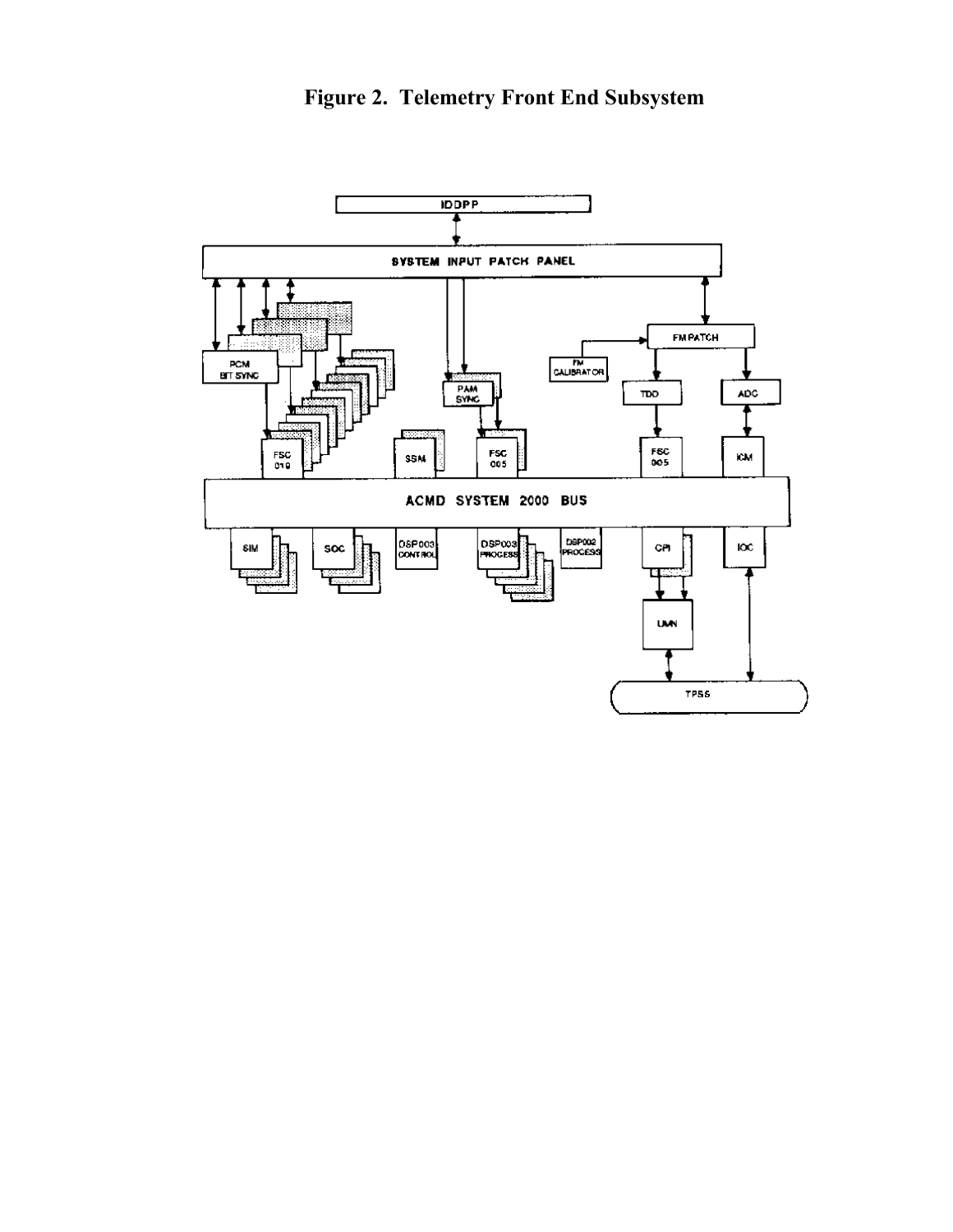# Figure 2. Telemetry Front End Subsystem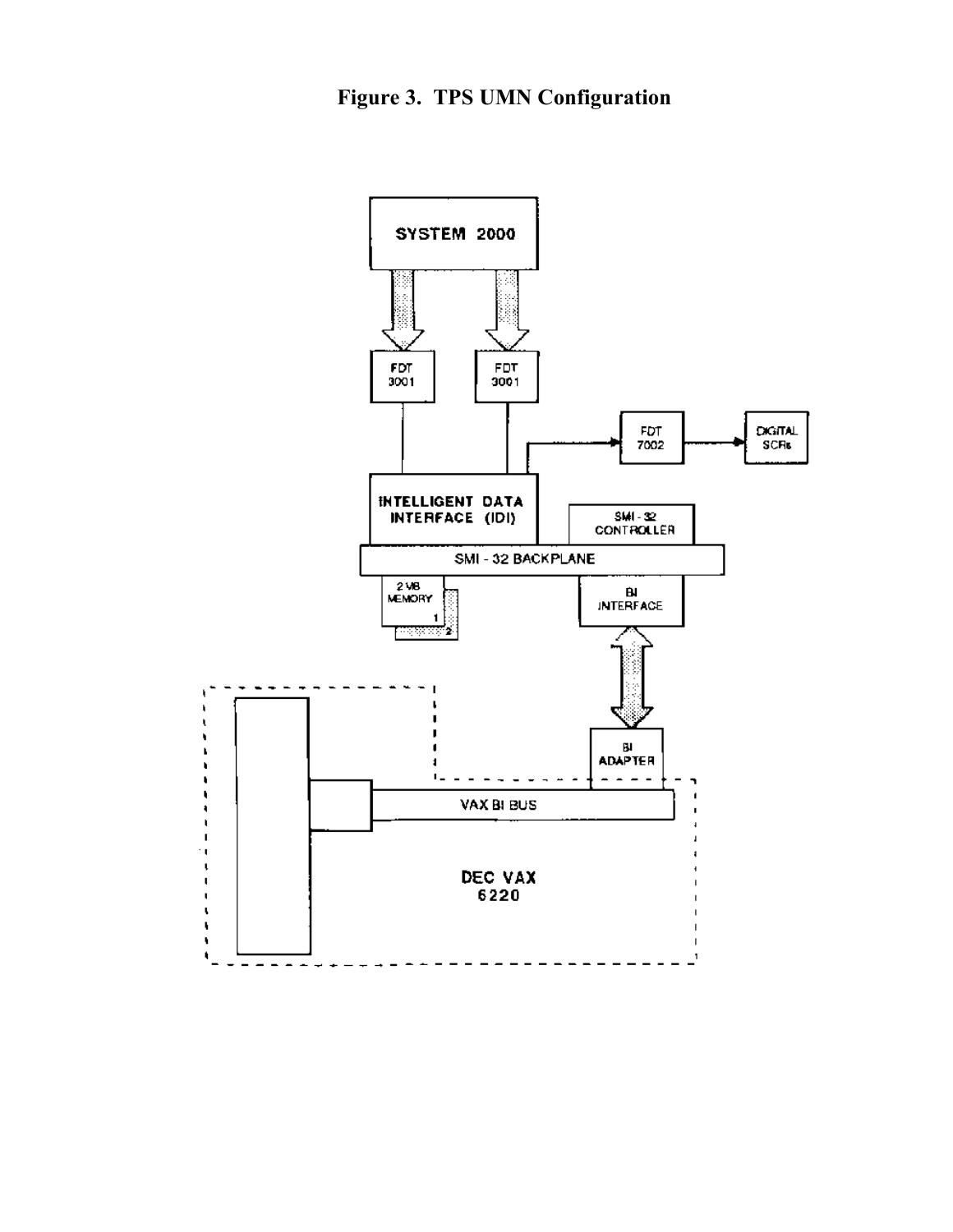**Figure 3. TPS UMN Configuration**

SYSTEM 2000

FDT 3001

FDT 3001

FDT 7002

DIGITAL SCRs

INTELLIGENT DATA INTERFACE (IDI)

SMI - 32 CONTROLLER

SMI - 32 BACKPLANE

2 MB MEMORY

1

2

BI INTERFACE

BI ADAPTER

VAX BI BUS

DEC VAX 6220